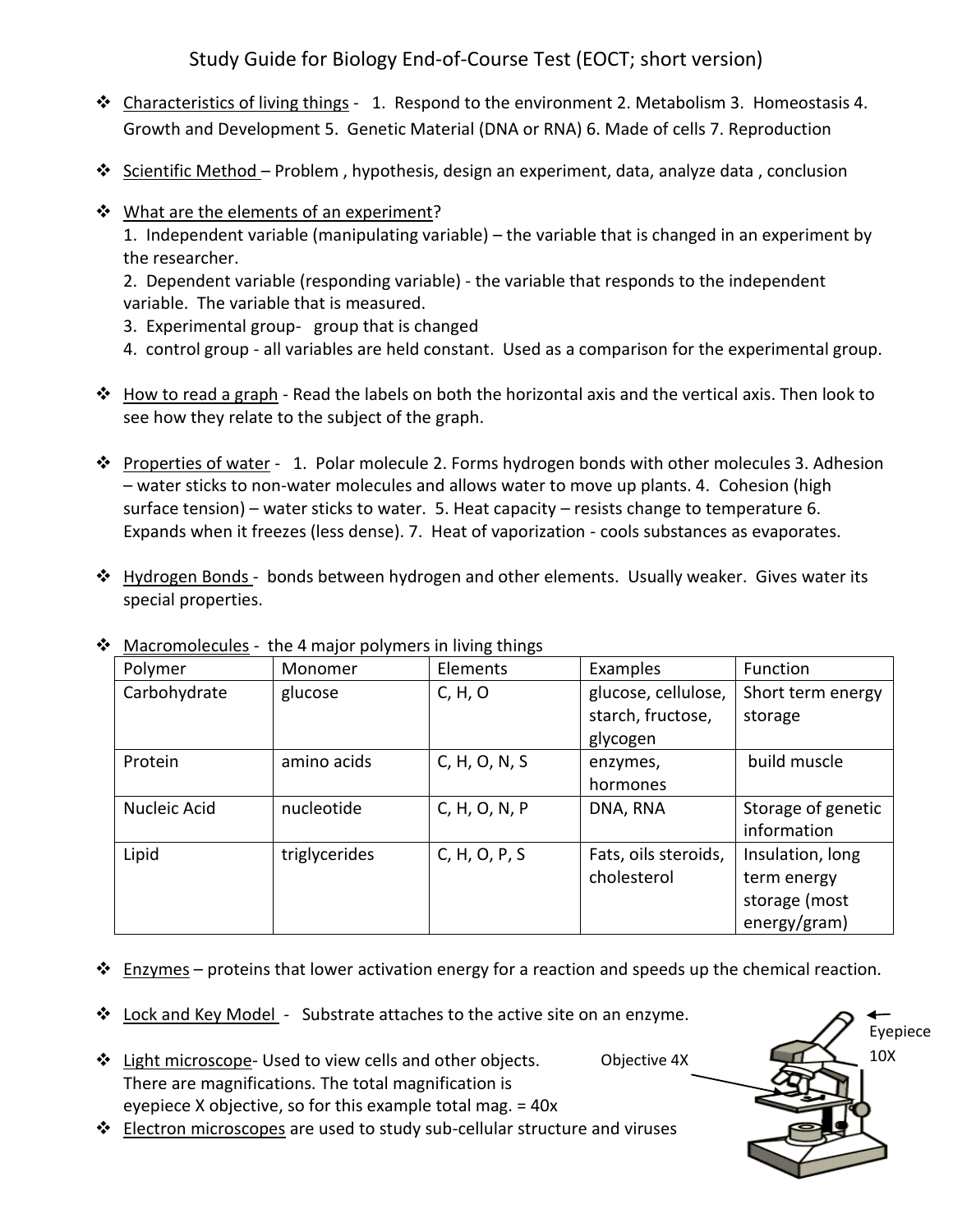# Study Guide for Biology End-of-Course Test (EOCT; short version)

- Characteristics of living things - 1. Respond to the environment 2. Metabolism 3. Homeostasis 4. Growth and Development 5. Genetic Material (DNA or RNA) 6. Made of cells 7. Reproduction

- Scientific Method – Problem , hypothesis, design an experiment, data, analyze data , conclusion

- What are the elements of an experiment?
  1. Independent variable (manipulating variable) – the variable that is changed in an experiment by the researcher.
  2. Dependent variable (responding variable) - the variable that responds to the independent variable. The variable that is measured.
  3. Experimental group- group that is changed
  4. control group - all variables are held constant. Used as a comparison for the experimental group.

- How to read a graph - Read the labels on both the horizontal axis and the vertical axis. Then look to see how they relate to the subject of the graph.

- Properties of water - 1. Polar molecule 2. Forms hydrogen bonds with other molecules 3. Adhesion – water sticks to non-water molecules and allows water to move up plants. 4. Cohesion (high surface tension) – water sticks to water. 5. Heat capacity – resists change to temperature 6. Expands when it freezes (less dense). 7. Heat of vaporization - cools substances as evaporates.

- Hydrogen Bonds - bonds between hydrogen and other elements. Usually weaker. Gives water its special properties.

- Macromolecules - the 4 major polymers in living things

| Polymer | Monomer | Elements | Examples | Function |
|---|---|---|---|---|
| Carbohydrate | glucose | C, H, O | glucose, cellulose, starch, fructose, glycogen | Short term energy storage |
| Protein | amino acids | C, H, O, N, S | enzymes, hormones | build muscle |
| Nucleic Acid | nucleotide | C, H, O, N, P | DNA, RNA | Storage of genetic information |
| Lipid | triglycerides | C, H, O, P, S | Fats, oils steroids, cholesterol | Insulation, long term energy storage (most energy/gram) |

- Enzymes – proteins that lower activation energy for a reaction and speeds up the chemical reaction.

- Lock and Key Model - Substrate attaches to the active site on an enzyme.

- Light microscope- Used to view cells and other objects. There are magnifications. The total magnification is eyepiece X objective, so for this example total mag. = 40x

  Objective 4X

  Eyepiece 10X

- Electron microscopes are used to study sub-cellular structure and viruses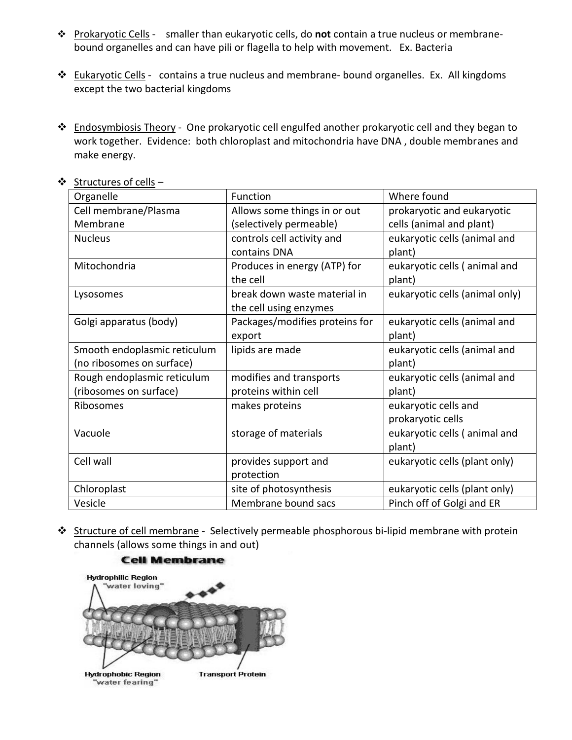- Prokaryotic Cells - smaller than eukaryotic cells, do **not** contain a true nucleus or membrane-bound organelles and can have pili or flagella to help with movement. Ex. Bacteria

- Eukaryotic Cells - contains a true nucleus and membrane- bound organelles. Ex. All kingdoms except the two bacterial kingdoms

- Endosymbiosis Theory - One prokaryotic cell engulfed another prokaryotic cell and they began to work together. Evidence: both chloroplast and mitochondria have DNA , double membranes and make energy.

- Structures of cells –

| Organelle | Function | Where found |
|---|---|---|
| Cell membrane/Plasma Membrane | Allows some things in or out (selectively permeable) | prokaryotic and eukaryotic cells (animal and plant) |
| Nucleus | controls cell activity and contains DNA | eukaryotic cells (animal and plant) |
| Mitochondria | Produces in energy (ATP) for the cell | eukaryotic cells ( animal and plant) |
| Lysosomes | break down waste material in the cell using enzymes | eukaryotic cells (animal only) |
| Golgi apparatus (body) | Packages/modifies proteins for export | eukaryotic cells (animal and plant) |
| Smooth endoplasmic reticulum (no ribosomes on surface) | lipids are made | eukaryotic cells (animal and plant) |
| Rough endoplasmic reticulum (ribosomes on surface) | modifies and transports proteins within cell | eukaryotic cells (animal and plant) |
| Ribosomes | makes proteins | eukaryotic cells and prokaryotic cells |
| Vacuole | storage of materials | eukaryotic cells ( animal and plant) |
| Cell wall | provides support and protection | eukaryotic cells (plant only) |
| Chloroplast | site of photosynthesis | eukaryotic cells (plant only) |
| Vesicle | Membrane bound sacs | Pinch off of Golgi and ER |

- Structure of cell membrane - Selectively permeable phosphorous bi-lipid membrane with protein channels (allows some things in and out)

**Cell Membrane**

Hydrophilic Region "water loving"

Hydrophobic Region "water fearing"

Transport Protein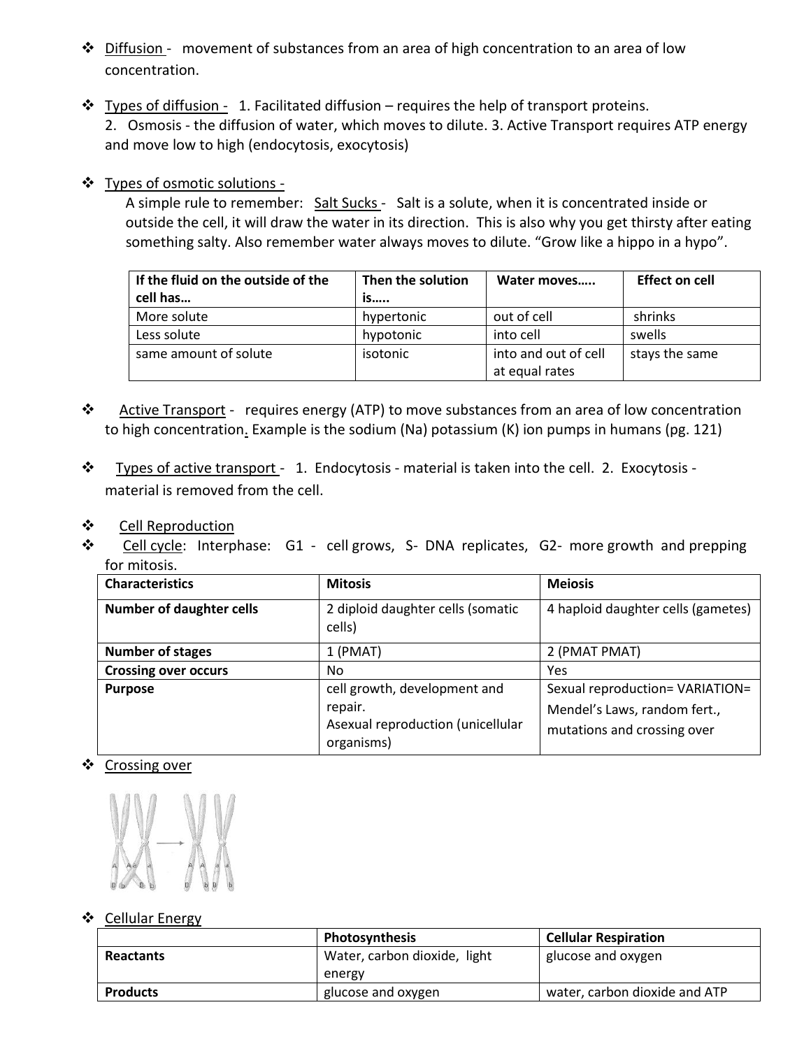- Diffusion - movement of substances from an area of high concentration to an area of low concentration.

- Types of diffusion - 1. Facilitated diffusion – requires the help of transport proteins. 2. Osmosis - the diffusion of water, which moves to dilute. 3. Active Transport requires ATP energy and move low to high (endocytosis, exocytosis)

- Types of osmotic solutions -

  A simple rule to remember: Salt Sucks - Salt is a solute, when it is concentrated inside or outside the cell, it will draw the water in its direction. This is also why you get thirsty after eating something salty. Also remember water always moves to dilute. "Grow like a hippo in a hypo".

| If the fluid on the outside of the cell has… | Then the solution is….. | Water moves….. | Effect on cell |
|---|---|---|---|
| More solute | hypertonic | out of cell | shrinks |
| Less solute | hypotonic | into cell | swells |
| same amount of solute | isotonic | into and out of cell at equal rates | stays the same |

- Active Transport - requires energy (ATP) to move substances from an area of low concentration to high concentration. Example is the sodium (Na) potassium (K) ion pumps in humans (pg. 121)

- Types of active transport - 1. Endocytosis - material is taken into the cell. 2. Exocytosis - material is removed from the cell.

- Cell Reproduction
- Cell cycle: Interphase: G1 - cell grows, S- DNA replicates, G2- more growth and prepping for mitosis.

| Characteristics | Mitosis | Meiosis |
|---|---|---|
| **Number of daughter cells** | 2 diploid daughter cells (somatic cells) | 4 haploid daughter cells (gametes) |
| **Number of stages** | 1 (PMAT) | 2 (PMAT PMAT) |
| **Crossing over occurs** | No | Yes |
| **Purpose** | cell growth, development and repair. Asexual reproduction (unicellular organisms) | Sexual reproduction= VARIATION= Mendel's Laws, random fert., mutations and crossing over |

- Crossing over

- Cellular Energy

| | Photosynthesis | Cellular Respiration |
|---|---|---|
| **Reactants** | Water, carbon dioxide, light energy | glucose and oxygen |
| **Products** | glucose and oxygen | water, carbon dioxide and ATP |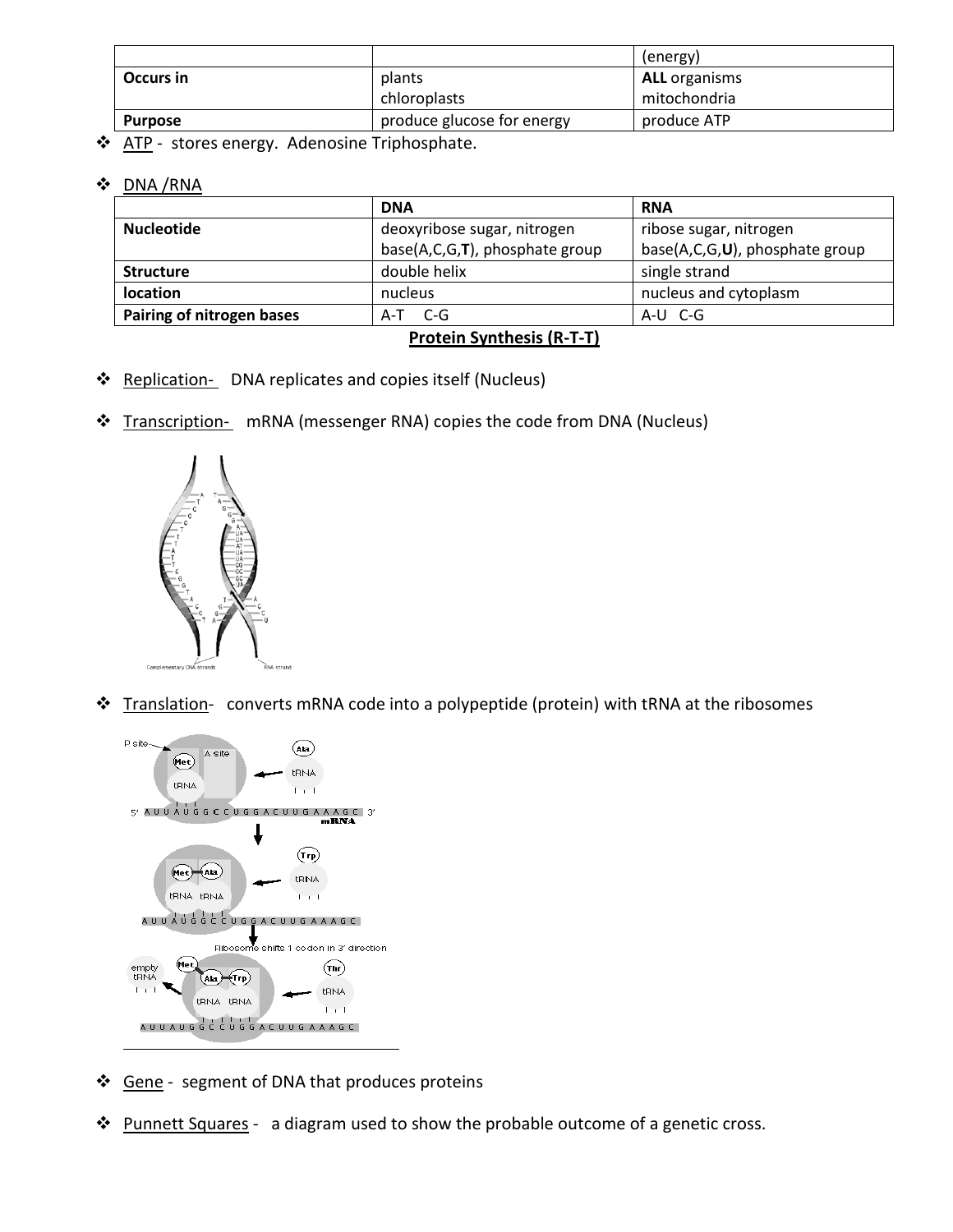| | | (energy) |
|---|---|---|
| **Occurs in** | plants<br>chloroplasts | **ALL** organisms<br>mitochondria |
| **Purpose** | produce glucose for energy | produce ATP |

- ATP - stores energy. Adenosine Triphosphate.

- DNA /RNA

| | **DNA** | **RNA** |
|---|---|---|
| **Nucleotide** | deoxyribose sugar, nitrogen base(A,C,G,**T**), phosphate group | ribose sugar, nitrogen base(A,C,G,**U**), phosphate group |
| **Structure** | double helix | single strand |
| **location** | nucleus | nucleus and cytoplasm |
| **Pairing of nitrogen bases** | A-T C-G | A-U C-G |

**Protein Synthesis (R-T-T)**

- Replication- DNA replicates and copies itself (Nucleus)

- Transcription- mRNA (messenger RNA) copies the code from DNA (Nucleus)

- Translation- converts mRNA code into a polypeptide (protein) with tRNA at the ribosomes

- Gene - segment of DNA that produces proteins

- Punnett Squares - a diagram used to show the probable outcome of a genetic cross.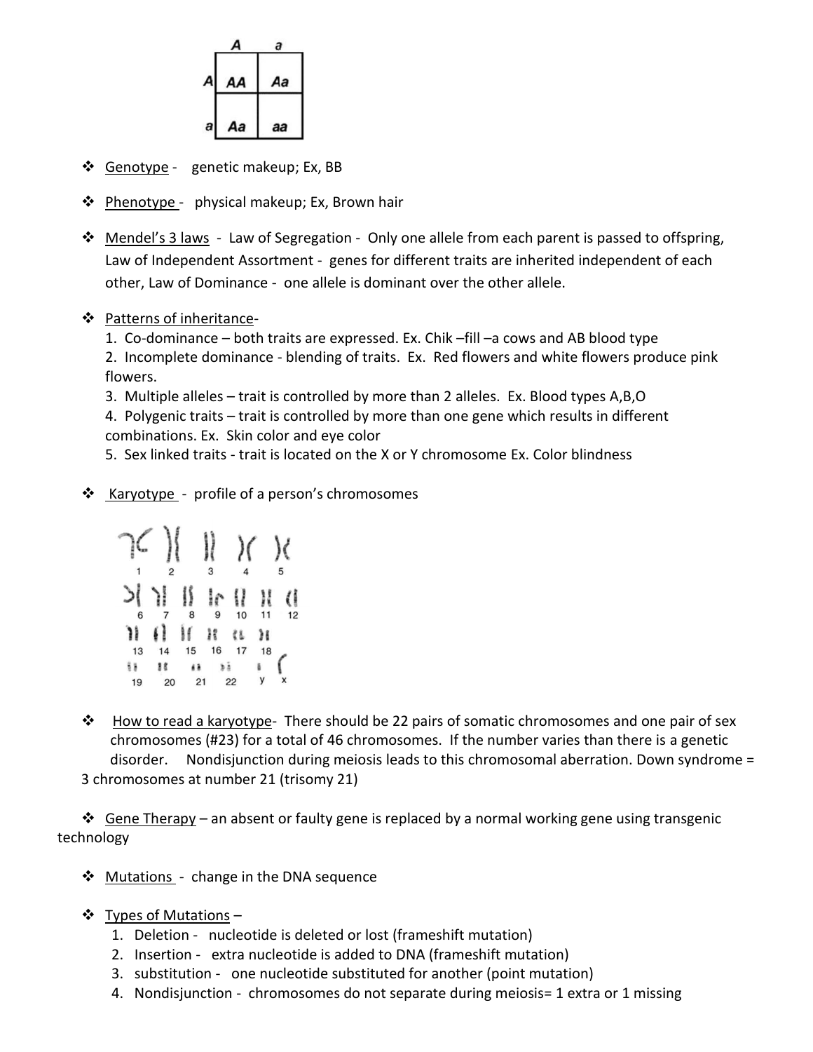|   | A | a |
|---|---|---|
| A | AA | Aa |
| a | Aa | aa |

- Genotype - genetic makeup; Ex, BB
- Phenotype - physical makeup; Ex, Brown hair
- Mendel's 3 laws - Law of Segregation - Only one allele from each parent is passed to offspring, Law of Independent Assortment - genes for different traits are inherited independent of each other, Law of Dominance - one allele is dominant over the other allele.
- Patterns of inheritance-
  1. Co-dominance – both traits are expressed. Ex. Chik –fill –a cows and AB blood type
  2. Incomplete dominance - blending of traits. Ex. Red flowers and white flowers produce pink flowers.
  3. Multiple alleles – trait is controlled by more than 2 alleles. Ex. Blood types A,B,O
  4. Polygenic traits – trait is controlled by more than one gene which results in different combinations. Ex. Skin color and eye color
  5. Sex linked traits - trait is located on the X or Y chromosome Ex. Color blindness
- Karyotype - profile of a person's chromosomes

- How to read a karyotype- There should be 22 pairs of somatic chromosomes and one pair of sex chromosomes (#23) for a total of 46 chromosomes. If the number varies than there is a genetic disorder. Nondisjunction during meiosis leads to this chromosomal aberration. Down syndrome = 3 chromosomes at number 21 (trisomy 21)
- Gene Therapy – an absent or faulty gene is replaced by a normal working gene using transgenic technology
- Mutations - change in the DNA sequence
- Types of Mutations –
  1. Deletion - nucleotide is deleted or lost (frameshift mutation)
  2. Insertion - extra nucleotide is added to DNA (frameshift mutation)
  3. substitution - one nucleotide substituted for another (point mutation)
  4. Nondisjunction - chromosomes do not separate during meiosis= 1 extra or 1 missing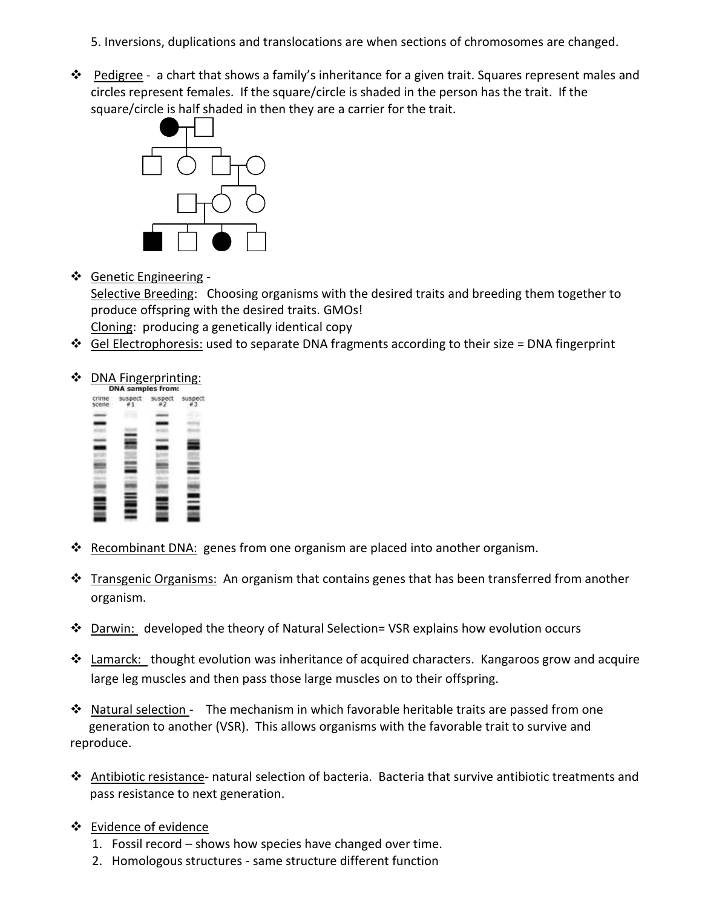5. Inversions, duplications and translocations are when sections of chromosomes are changed.

- Pedigree - a chart that shows a family's inheritance for a given trait. Squares represent males and circles represent females. If the square/circle is shaded in the person has the trait. If the square/circle is half shaded in then they are a carrier for the trait.

- Genetic Engineering -
  Selective Breeding: Choosing organisms with the desired traits and breeding them together to produce offspring with the desired traits. GMOs!
  Cloning: producing a genetically identical copy
- Gel Electrophoresis: used to separate DNA fragments according to their size = DNA fingerprint

- DNA Fingerprinting:

DNA samples from:

crime scene | suspect #1 | suspect #2 | suspect #3

- Recombinant DNA: genes from one organism are placed into another organism.

- Transgenic Organisms: An organism that contains genes that has been transferred from another organism.

- Darwin: developed the theory of Natural Selection= VSR explains how evolution occurs

- Lamarck: thought evolution was inheritance of acquired characters. Kangaroos grow and acquire large leg muscles and then pass those large muscles on to their offspring.

- Natural selection - The mechanism in which favorable heritable traits are passed from one generation to another (VSR). This allows organisms with the favorable trait to survive and reproduce.

- Antibiotic resistance- natural selection of bacteria. Bacteria that survive antibiotic treatments and pass resistance to next generation.

- Evidence of evidence
  1. Fossil record – shows how species have changed over time.
  2. Homologous structures - same structure different function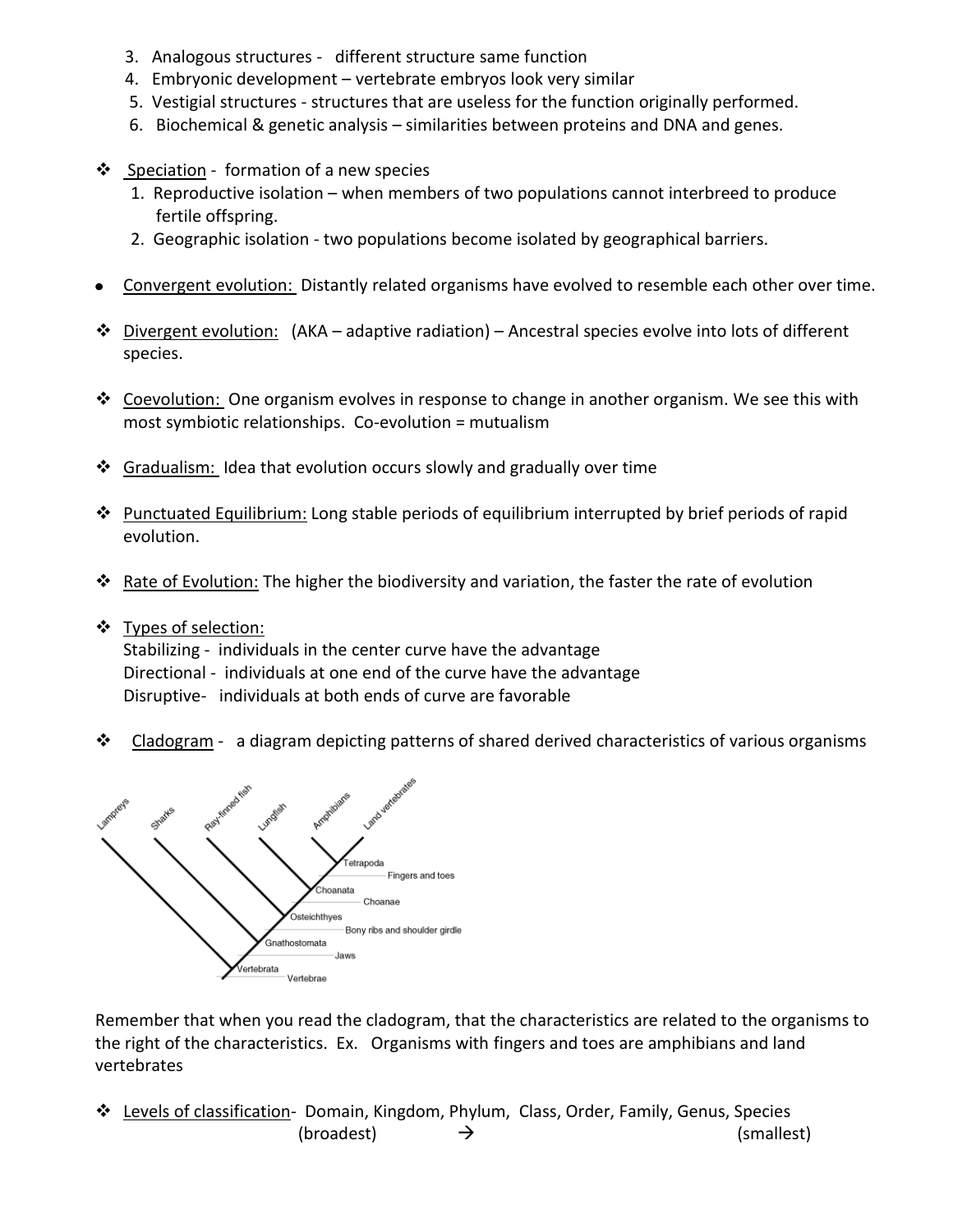3. Analogous structures - different structure same function
4. Embryonic development – vertebrate embryos look very similar
5. Vestigial structures - structures that are useless for the function originally performed.
6. Biochemical & genetic analysis – similarities between proteins and DNA and genes.

- Speciation - formation of a new species
  1. Reproductive isolation – when members of two populations cannot interbreed to produce fertile offspring.
  2. Geographic isolation - two populations become isolated by geographical barriers.

- Convergent evolution: Distantly related organisms have evolved to resemble each other over time.

- Divergent evolution: (AKA – adaptive radiation) – Ancestral species evolve into lots of different species.

- Coevolution: One organism evolves in response to change in another organism. We see this with most symbiotic relationships. Co-evolution = mutualism

- Gradualism: Idea that evolution occurs slowly and gradually over time

- Punctuated Equilibrium: Long stable periods of equilibrium interrupted by brief periods of rapid evolution.

- Rate of Evolution: The higher the biodiversity and variation, the faster the rate of evolution

- Types of selection:
  Stabilizing - individuals in the center curve have the advantage
  Directional - individuals at one end of the curve have the advantage
  Disruptive- individuals at both ends of curve are favorable

- Cladogram - a diagram depicting patterns of shared derived characteristics of various organisms

Lampreys, Sharks, Ray-finned fish, Lungfish, Amphibians, Land vertebrates

Tetrapoda — Fingers and toes
Choanata — Choanae
Osteichthyes — Bony ribs and shoulder girdle
Gnathostomata — Jaws
Vertebrata — Vertebrae

Remember that when you read the cladogram, that the characteristics are related to the organisms to the right of the characteristics. Ex. Organisms with fingers and toes are amphibians and land vertebrates

- Levels of classification- Domain, Kingdom, Phylum, Class, Order, Family, Genus, Species
  (broadest) → (smallest)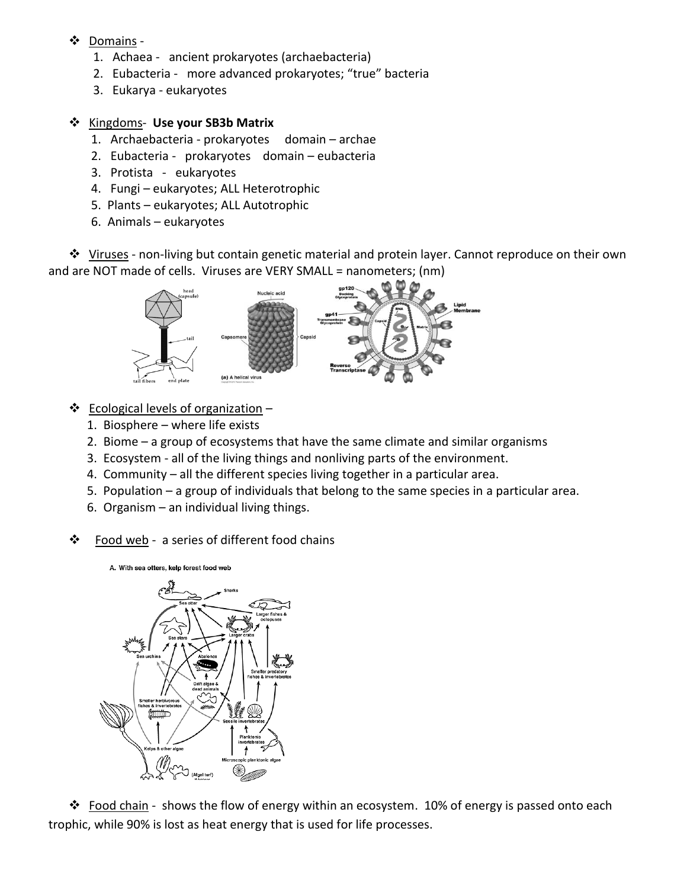❖ Domains -
1. Achaea - ancient prokaryotes (archaebacteria)
2. Eubacteria - more advanced prokaryotes; "true" bacteria
3. Eukarya - eukaryotes

❖ Kingdoms- **Use your SB3b Matrix**
1. Archaebacteria - prokaryotes domain – archae
2. Eubacteria - prokaryotes domain – eubacteria
3. Protista - eukaryotes
4. Fungi – eukaryotes; ALL Heterotrophic
5. Plants – eukaryotes; ALL Autotrophic
6. Animals – eukaryotes

❖ Viruses - non-living but contain genetic material and protein layer. Cannot reproduce on their own and are NOT made of cells. Viruses are VERY SMALL = nanometers; (nm)

❖ Ecological levels of organization –
1. Biosphere – where life exists
2. Biome – a group of ecosystems that have the same climate and similar organisms
3. Ecosystem - all of the living things and nonliving parts of the environment.
4. Community – all the different species living together in a particular area.
5. Population – a group of individuals that belong to the same species in a particular area.
6. Organism – an individual living things.

❖ Food web - a series of different food chains

❖ Food chain - shows the flow of energy within an ecosystem. 10% of energy is passed onto each trophic, while 90% is lost as heat energy that is used for life processes.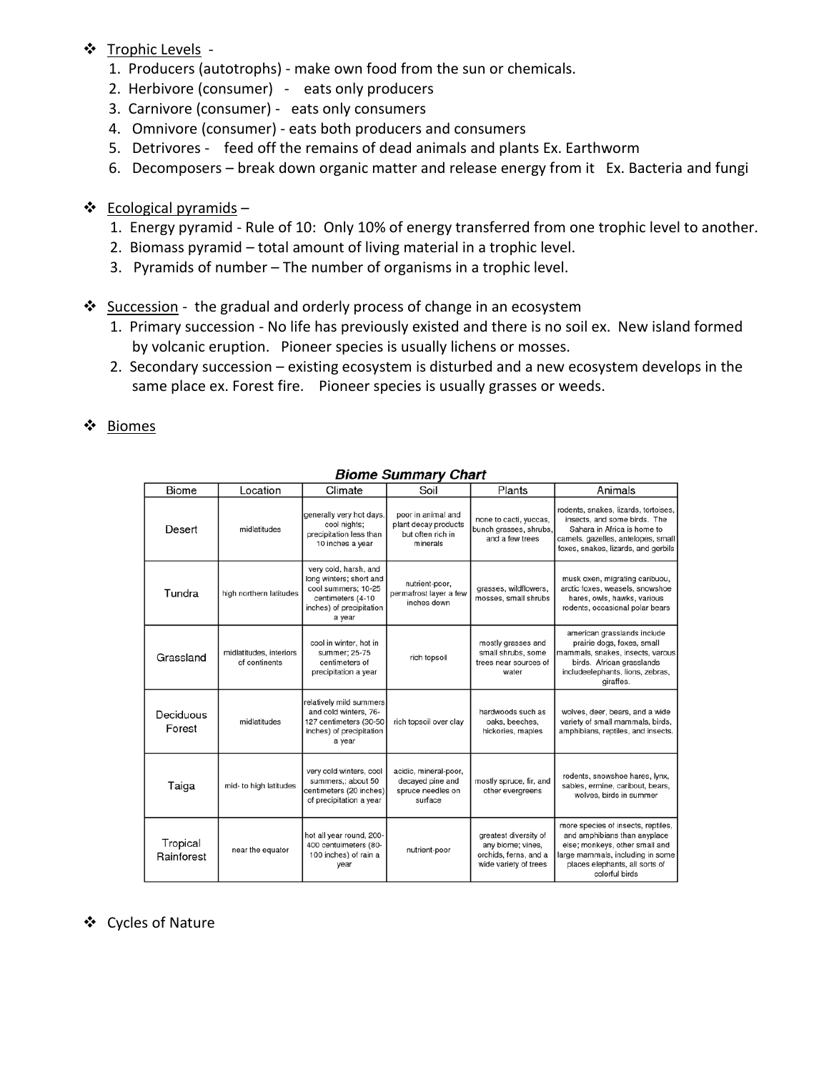- Trophic Levels -
  1. Producers (autotrophs) - make own food from the sun or chemicals.
  2. Herbivore (consumer) - eats only producers
  3. Carnivore (consumer) - eats only consumers
  4. Omnivore (consumer) - eats both producers and consumers
  5. Detrivores - feed off the remains of dead animals and plants Ex. Earthworm
  6. Decomposers – break down organic matter and release energy from it Ex. Bacteria and fungi

- Ecological pyramids –
  1. Energy pyramid - Rule of 10: Only 10% of energy transferred from one trophic level to another.
  2. Biomass pyramid – total amount of living material in a trophic level.
  3. Pyramids of number – The number of organisms in a trophic level.

- Succession - the gradual and orderly process of change in an ecosystem
  1. Primary succession - No life has previously existed and there is no soil ex. New island formed by volcanic eruption. Pioneer species is usually lichens or mosses.
  2. Secondary succession – existing ecosystem is disturbed and a new ecosystem develops in the same place ex. Forest fire. Pioneer species is usually grasses or weeds.

- Biomes

***Biome Summary Chart***

| Biome | Location | Climate | Soil | Plants | Animals |
|---|---|---|---|---|---|
| Desert | midlatitudes | generally very hot days, cool nights; precipitation less than 10 inches a year | poor in animal and plant decay products but often rich in minerals | none to cacti, yuccas, bunch grasses, shrubs, and a few trees | rodents, snakes, lizards, tortoises, insects, and some birds. The Sahara in Africa is home to camels, gazelles, antelopes, small foxes, snakes, lizards, and gerbils |
| Tundra | high northern latitudes | very cold, harsh, and long winters; short and cool summers; 10-25 centimeters (4-10 inches) of precipitation a year | nutrient-poor, permafrost layer a few inches down | grasses, wildflowers, mosses, small shrubs | musk oxen, migrating caribuou, arctic foxes, weasels, snowshoe hares, owls, hawks, various rodents, occasional polar bears |
| Grassland | midlatitudes, interiors of continents | cool in winter, hot in summer; 25-75 centimeters of precipitation a year | rich topsoil | mostly grasses and small shrubs, some trees near sources of water | american grasslands include prairie dogs, foxes, small mammals, snakes, insects, varous birds. African grasslands includeelephants, lions, zebras, giraffes. |
| Deciduous Forest | midlatitudes | relatively mild summers and cold winters, 76-127 centimeters (30-50 inches) of precipitation a year | rich topsoil over clay | hardwoods such as oaks, beeches, hickories, maples | wolves, deer, bears, and a wide variety of small mammals, birds, amphibians, reptiles, and insects. |
| Taiga | mid- to high latitudes | very cold winters, cool summers,; about 50 centimeters (20 inches) of precipitation a year | acidic, mineral-poor, decayed pine and spruce needles on surface | mostly spruce, fir, and other evergreens | rodents, snowshoe hares, lynx, sables, ermine, caribout, bears, wolves, birds in summer |
| Tropical Rainforest | near the equator | hot all year round, 200-400 centuimeters (80-100 inches) of rain a year | nutrient-poor | greatest diversity of any biome; vines, orchids, ferns, and a wide variety of trees | more species of insects, reptiles, and amphibians than anyplace else; monkeys, other small and large mammals, including in some places elephants, all sorts of colorful birds |

- Cycles of Nature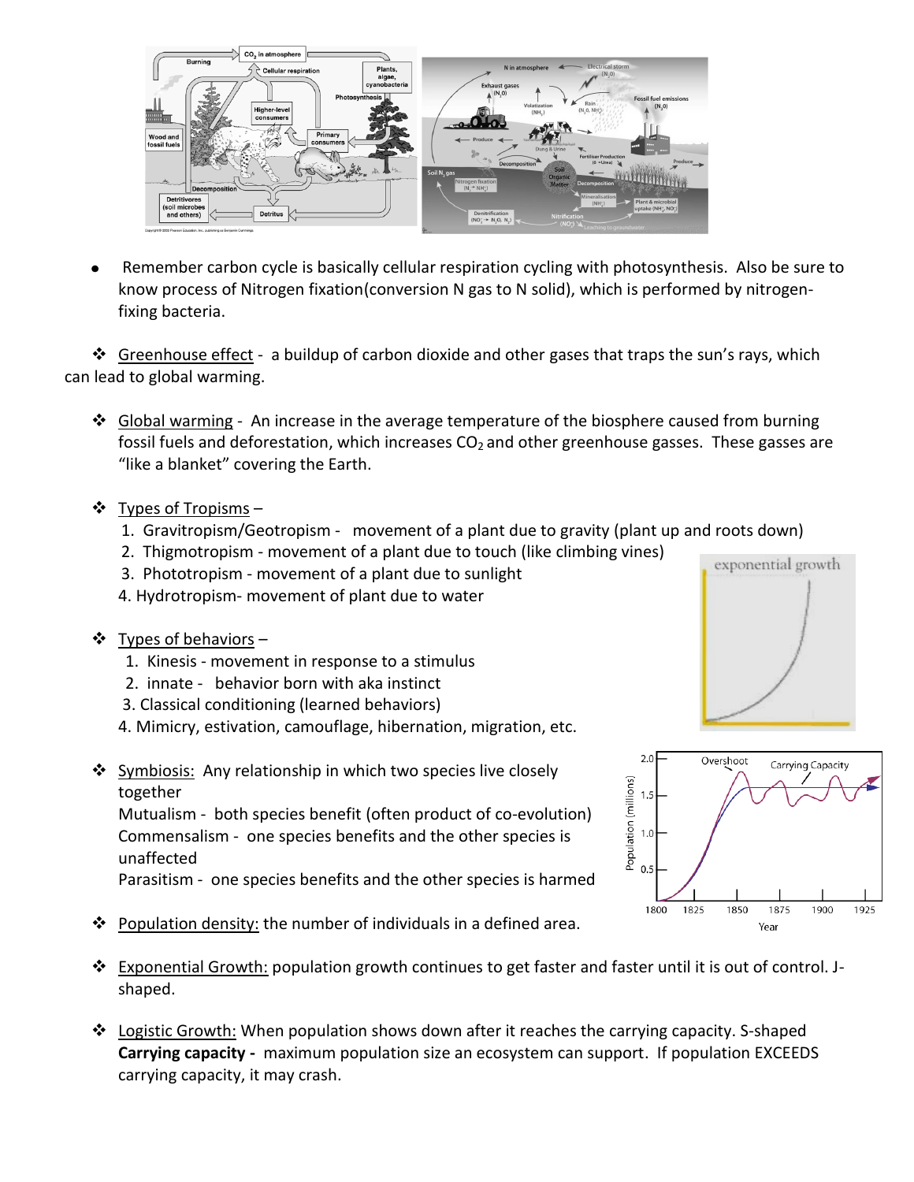- Remember carbon cycle is basically cellular respiration cycling with photosynthesis. Also be sure to know process of Nitrogen fixation(conversion N gas to N solid), which is performed by nitrogen-fixing bacteria.

- Greenhouse effect - a buildup of carbon dioxide and other gases that traps the sun's rays, which can lead to global warming.

- Global warming - An increase in the average temperature of the biosphere caused from burning fossil fuels and deforestation, which increases $CO_2$ and other greenhouse gasses. These gasses are "like a blanket" covering the Earth.

- Types of Tropisms –
  1. Gravitropism/Geotropism - movement of a plant due to gravity (plant up and roots down)
  2. Thigmotropism - movement of a plant due to touch (like climbing vines)
  3. Phototropism - movement of a plant due to sunlight
  4. Hydrotropism- movement of plant due to water

- Types of behaviors –
  1. Kinesis - movement in response to a stimulus
  2. innate - behavior born with aka instinct
  3. Classical conditioning (learned behaviors)
  4. Mimicry, estivation, camouflage, hibernation, migration, etc.

- Symbiosis: Any relationship in which two species live closely together
  Mutualism - both species benefit (often product of co-evolution)
  Commensalism - one species benefits and the other species is unaffected
  Parasitism - one species benefits and the other species is harmed

- Population density: the number of individuals in a defined area.

- Exponential Growth: population growth continues to get faster and faster until it is out of control. J-shaped.

- Logistic Growth: When population shows down after it reaches the carrying capacity. S-shaped
  **Carrying capacity -** maximum population size an ecosystem can support. If population EXCEEDS carrying capacity, it may crash.